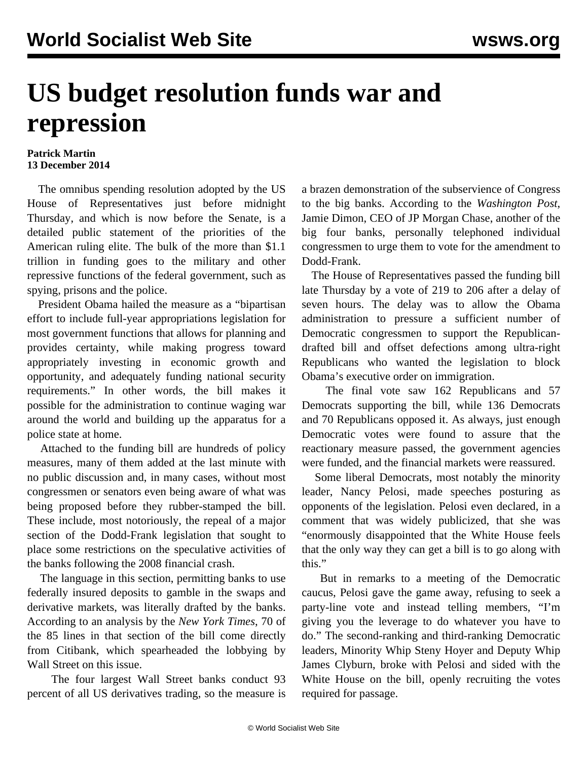# US budget resolution funds war and repression

**Patrick Martin**
**13 December 2014**

The omnibus spending resolution adopted by the US House of Representatives just before midnight Thursday, and which is now before the Senate, is a detailed public statement of the priorities of the American ruling elite. The bulk of the more than $1.1 trillion in funding goes to the military and other repressive functions of the federal government, such as spying, prisons and the police.

President Obama hailed the measure as a "bipartisan effort to include full-year appropriations legislation for most government functions that allows for planning and provides certainty, while making progress toward appropriately investing in economic growth and opportunity, and adequately funding national security requirements." In other words, the bill makes it possible for the administration to continue waging war around the world and building up the apparatus for a police state at home.

Attached to the funding bill are hundreds of policy measures, many of them added at the last minute with no public discussion and, in many cases, without most congressmen or senators even being aware of what was being proposed before they rubber-stamped the bill. These include, most notoriously, the repeal of a major section of the Dodd-Frank legislation that sought to place some restrictions on the speculative activities of the banks following the 2008 financial crash.

The language in this section, permitting banks to use federally insured deposits to gamble in the swaps and derivative markets, was literally drafted by the banks. According to an analysis by the *New York Times*, 70 of the 85 lines in that section of the bill come directly from Citibank, which spearheaded the lobbying by Wall Street on this issue.

The four largest Wall Street banks conduct 93 percent of all US derivatives trading, so the measure is a brazen demonstration of the subservience of Congress to the big banks. According to the *Washington Post*, Jamie Dimon, CEO of JP Morgan Chase, another of the big four banks, personally telephoned individual congressmen to urge them to vote for the amendment to Dodd-Frank.

The House of Representatives passed the funding bill late Thursday by a vote of 219 to 206 after a delay of seven hours. The delay was to allow the Obama administration to pressure a sufficient number of Democratic congressmen to support the Republican-drafted bill and offset defections among ultra-right Republicans who wanted the legislation to block Obama's executive order on immigration.

The final vote saw 162 Republicans and 57 Democrats supporting the bill, while 136 Democrats and 70 Republicans opposed it. As always, just enough Democratic votes were found to assure that the reactionary measure passed, the government agencies were funded, and the financial markets were reassured.

Some liberal Democrats, most notably the minority leader, Nancy Pelosi, made speeches posturing as opponents of the legislation. Pelosi even declared, in a comment that was widely publicized, that she was "enormously disappointed that the White House feels that the only way they can get a bill is to go along with this."

But in remarks to a meeting of the Democratic caucus, Pelosi gave the game away, refusing to seek a party-line vote and instead telling members, "I'm giving you the leverage to do whatever you have to do." The second-ranking and third-ranking Democratic leaders, Minority Whip Steny Hoyer and Deputy Whip James Clyburn, broke with Pelosi and sided with the White House on the bill, openly recruiting the votes required for passage.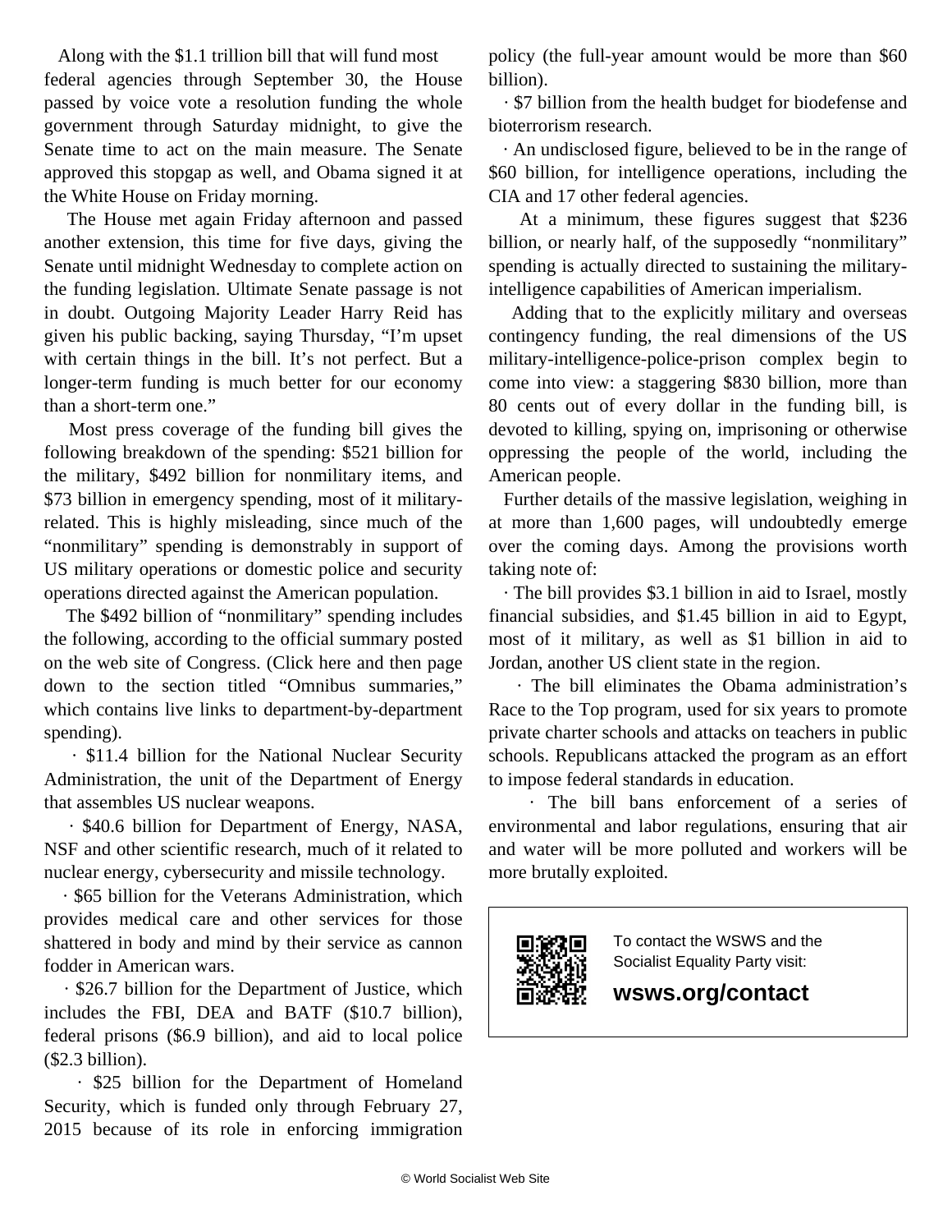Along with the $1.1 trillion bill that will fund most federal agencies through September 30, the House passed by voice vote a resolution funding the whole government through Saturday midnight, to give the Senate time to act on the main measure. The Senate approved this stopgap as well, and Obama signed it at the White House on Friday morning.

The House met again Friday afternoon and passed another extension, this time for five days, giving the Senate until midnight Wednesday to complete action on the funding legislation. Ultimate Senate passage is not in doubt. Outgoing Majority Leader Harry Reid has given his public backing, saying Thursday, "I'm upset with certain things in the bill. It's not perfect. But a longer-term funding is much better for our economy than a short-term one."

Most press coverage of the funding bill gives the following breakdown of the spending: $521 billion for the military, $492 billion for nonmilitary items, and $73 billion in emergency spending, most of it military-related. This is highly misleading, since much of the "nonmilitary" spending is demonstrably in support of US military operations or domestic police and security operations directed against the American population.

The $492 billion of "nonmilitary" spending includes the following, according to the official summary posted on the web site of Congress. (Click here and then page down to the section titled "Omnibus summaries," which contains live links to department-by-department spending).

· $11.4 billion for the National Nuclear Security Administration, the unit of the Department of Energy that assembles US nuclear weapons.

· $40.6 billion for Department of Energy, NASA, NSF and other scientific research, much of it related to nuclear energy, cybersecurity and missile technology.

· $65 billion for the Veterans Administration, which provides medical care and other services for those shattered in body and mind by their service as cannon fodder in American wars.

· $26.7 billion for the Department of Justice, which includes the FBI, DEA and BATF ($10.7 billion), federal prisons ($6.9 billion), and aid to local police ($2.3 billion).

· $25 billion for the Department of Homeland Security, which is funded only through February 27, 2015 because of its role in enforcing immigration policy (the full-year amount would be more than $60 billion).

· $7 billion from the health budget for biodefense and bioterrorism research.

· An undisclosed figure, believed to be in the range of $60 billion, for intelligence operations, including the CIA and 17 other federal agencies.

At a minimum, these figures suggest that $236 billion, or nearly half, of the supposedly "nonmilitary" spending is actually directed to sustaining the military-intelligence capabilities of American imperialism.

Adding that to the explicitly military and overseas contingency funding, the real dimensions of the US military-intelligence-police-prison complex begin to come into view: a staggering $830 billion, more than 80 cents out of every dollar in the funding bill, is devoted to killing, spying on, imprisoning or otherwise oppressing the people of the world, including the American people.

Further details of the massive legislation, weighing in at more than 1,600 pages, will undoubtedly emerge over the coming days. Among the provisions worth taking note of:

· The bill provides $3.1 billion in aid to Israel, mostly financial subsidies, and $1.45 billion in aid to Egypt, most of it military, as well as $1 billion in aid to Jordan, another US client state in the region.

· The bill eliminates the Obama administration's Race to the Top program, used for six years to promote private charter schools and attacks on teachers in public schools. Republicans attacked the program as an effort to impose federal standards in education.

· The bill bans enforcement of a series of environmental and labor regulations, ensuring that air and water will be more polluted and workers will be more brutally exploited.

To contact the WSWS and the Socialist Equality Party visit:

**wsws.org/contact**